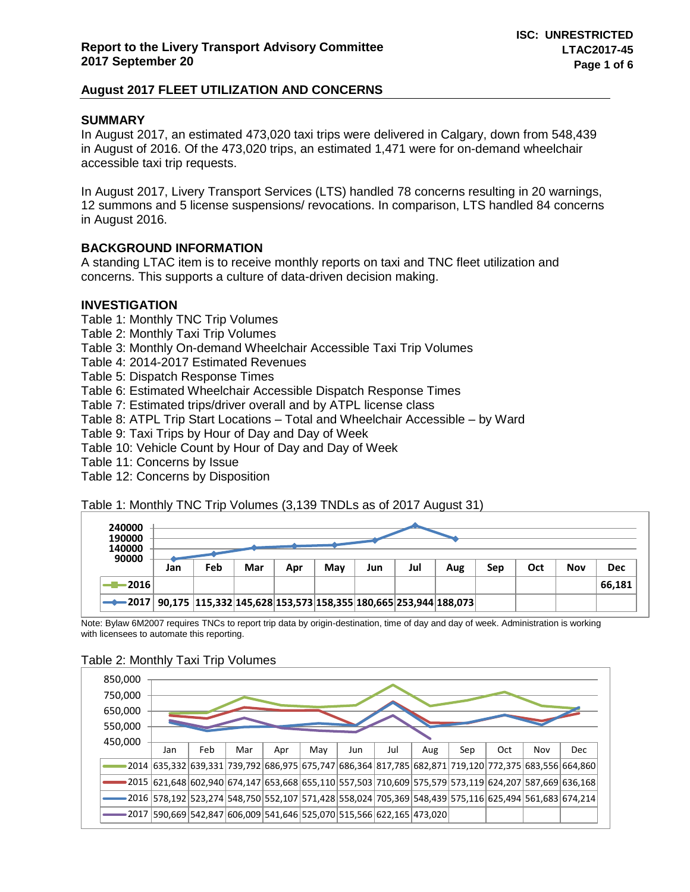**ISC: UNRESTRICTED**
**LTAC2017-45**

**Report to the Livery Transport Advisory Committee**
**2017 September 20**

## August 2017 FLEET UTILIZATION AND CONCERNS

### SUMMARY

In August 2017, an estimated 473,020 taxi trips were delivered in Calgary, down from 548,439 in August of 2016. Of the 473,020 trips, an estimated 1,471 were for on-demand wheelchair accessible taxi trip requests.

In August 2017, Livery Transport Services (LTS) handled 78 concerns resulting in 20 warnings, 12 summons and 5 license suspensions/ revocations. In comparison, LTS handled 84 concerns in August 2016.

### BACKGROUND INFORMATION

A standing LTAC item is to receive monthly reports on taxi and TNC fleet utilization and concerns. This supports a culture of data-driven decision making.

### INVESTIGATION

Table 1: Monthly TNC Trip Volumes
Table 2: Monthly Taxi Trip Volumes
Table 3: Monthly On-demand Wheelchair Accessible Taxi Trip Volumes
Table 4: 2014-2017 Estimated Revenues
Table 5: Dispatch Response Times
Table 6: Estimated Wheelchair Accessible Dispatch Response Times
Table 7: Estimated trips/driver overall and by ATPL license class
Table 8: ATPL Trip Start Locations – Total and Wheelchair Accessible – by Ward
Table 9: Taxi Trips by Hour of Day and Day of Week
Table 10: Vehicle Count by Hour of Day and Day of Week
Table 11: Concerns by Issue
Table 12: Concerns by Disposition

Table 1: Monthly TNC Trip Volumes (3,139 TNDLs as of 2017 August 31)

| | Jan | Feb | Mar | Apr | May | Jun | Jul | Aug | Sep | Oct | Nov | Dec |
|---|---|---|---|---|---|---|---|---|---|---|---|---|
| **2016** | | | | | | | | | | | | **66,181** |
| **2017** | **90,175** | **115,332** | **145,628** | **153,573** | **158,355** | **180,665** | **253,944** | **188,073** | | | | |

Note: Bylaw 6M2007 requires TNCs to report trip data by origin-destination, time of day and day of week. Administration is working with licensees to automate this reporting.

Table 2: Monthly Taxi Trip Volumes

| | Jan | Feb | Mar | Apr | May | Jun | Jul | Aug | Sep | Oct | Nov | Dec |
|---|---|---|---|---|---|---|---|---|---|---|---|---|
| 2014 | 635,332 | 639,331 | 739,792 | 686,975 | 675,747 | 686,364 | 817,785 | 682,871 | 719,120 | 772,375 | 683,556 | 664,860 |
| 2015 | 621,648 | 602,940 | 674,147 | 653,668 | 655,110 | 557,503 | 710,609 | 575,579 | 573,119 | 624,207 | 587,669 | 636,168 |
| 2016 | 578,192 | 523,274 | 548,750 | 552,107 | 571,428 | 558,024 | 705,369 | 548,439 | 575,116 | 625,494 | 561,683 | 674,214 |
| 2017 | 590,669 | 542,847 | 606,009 | 541,646 | 525,070 | 515,566 | 622,165 | 473,020 | | | | |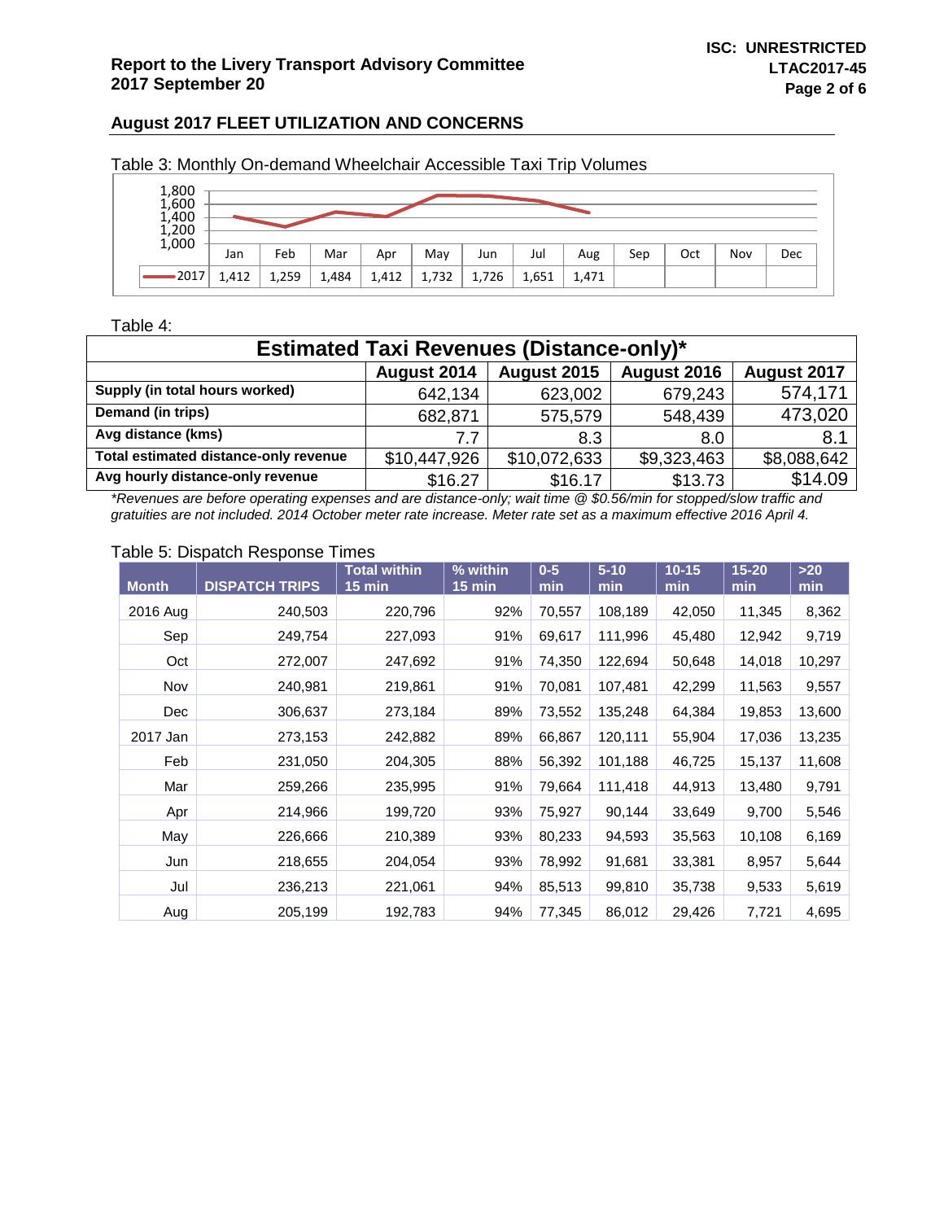## August 2017 FLEET UTILIZATION AND CONCERNS

Table 3: Monthly On-demand Wheelchair Accessible Taxi Trip Volumes

| | Jan | Feb | Mar | Apr | May | Jun | Jul | Aug | Sep | Oct | Nov | Dec |
|---|---|---|---|---|---|---|---|---|---|---|---|---|
| 2017 | 1,412 | 1,259 | 1,484 | 1,412 | 1,732 | 1,726 | 1,651 | 1,471 | | | | |

Table 4:

| Estimated Taxi Revenues (Distance-only)* | | | | |
|---|---|---|---|---|
| | August 2014 | August 2015 | August 2016 | August 2017 |
| **Supply (in total hours worked)** | 642,134 | 623,002 | 679,243 | 574,171 |
| **Demand (in trips)** | 682,871 | 575,579 | 548,439 | 473,020 |
| **Avg distance (kms)** | 7.7 | 8.3 | 8.0 | 8.1 |
| **Total estimated distance-only revenue** | $10,447,926 | $10,072,633 | $9,323,463 | $8,088,642 |
| **Avg hourly distance-only revenue** | $16.27 | $16.17 | $13.73 | $14.09 |

*\*Revenues are before operating expenses and are distance-only; wait time @ $0.56/min for stopped/slow traffic and gratuities are not included. 2014 October meter rate increase. Meter rate set as a maximum effective 2016 April 4.*

Table 5: Dispatch Response Times

| Month | DISPATCH TRIPS | Total within 15 min | % within 15 min | 0-5 min | 5-10 min | 10-15 min | 15-20 min | >20 min |
|---|---|---|---|---|---|---|---|---|
| 2016 Aug | 240,503 | 220,796 | 92% | 70,557 | 108,189 | 42,050 | 11,345 | 8,362 |
| Sep | 249,754 | 227,093 | 91% | 69,617 | 111,996 | 45,480 | 12,942 | 9,719 |
| Oct | 272,007 | 247,692 | 91% | 74,350 | 122,694 | 50,648 | 14,018 | 10,297 |
| Nov | 240,981 | 219,861 | 91% | 70,081 | 107,481 | 42,299 | 11,563 | 9,557 |
| Dec | 306,637 | 273,184 | 89% | 73,552 | 135,248 | 64,384 | 19,853 | 13,600 |
| 2017 Jan | 273,153 | 242,882 | 89% | 66,867 | 120,111 | 55,904 | 17,036 | 13,235 |
| Feb | 231,050 | 204,305 | 88% | 56,392 | 101,188 | 46,725 | 15,137 | 11,608 |
| Mar | 259,266 | 235,995 | 91% | 79,664 | 111,418 | 44,913 | 13,480 | 9,791 |
| Apr | 214,966 | 199,720 | 93% | 75,927 | 90,144 | 33,649 | 9,700 | 5,546 |
| May | 226,666 | 210,389 | 93% | 80,233 | 94,593 | 35,563 | 10,108 | 6,169 |
| Jun | 218,655 | 204,054 | 93% | 78,992 | 91,681 | 33,381 | 8,957 | 5,644 |
| Jul | 236,213 | 221,061 | 94% | 85,513 | 99,810 | 35,738 | 9,533 | 5,619 |
| Aug | 205,199 | 192,783 | 94% | 77,345 | 86,012 | 29,426 | 7,721 | 4,695 |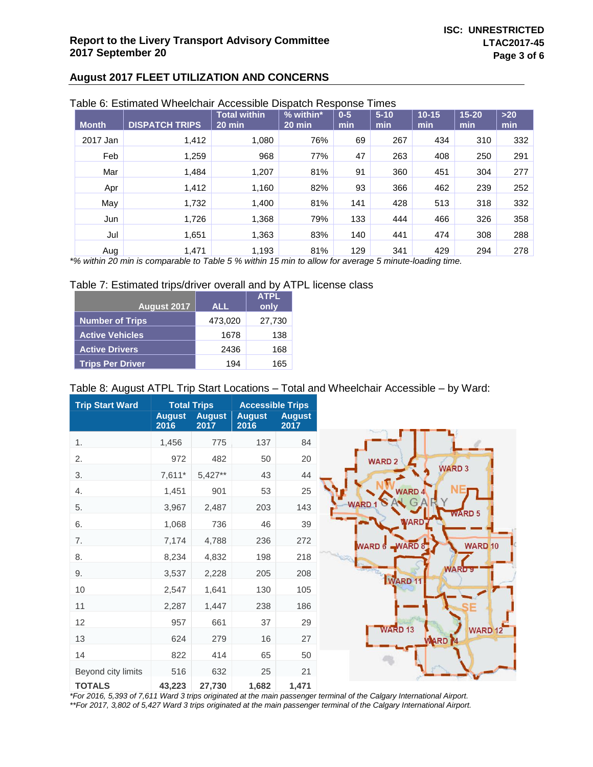## August 2017 FLEET UTILIZATION AND CONCERNS

Table 6: Estimated Wheelchair Accessible Dispatch Response Times

| Month | DISPATCH TRIPS | Total within 20 min | % within* 20 min | 0-5 min | 5-10 min | 10-15 min | 15-20 min | >20 min |
|---|---|---|---|---|---|---|---|---|
| 2017 Jan | 1,412 | 1,080 | 76% | 69 | 267 | 434 | 310 | 332 |
| Feb | 1,259 | 968 | 77% | 47 | 263 | 408 | 250 | 291 |
| Mar | 1,484 | 1,207 | 81% | 91 | 360 | 451 | 304 | 277 |
| Apr | 1,412 | 1,160 | 82% | 93 | 366 | 462 | 239 | 252 |
| May | 1,732 | 1,400 | 81% | 141 | 428 | 513 | 318 | 332 |
| Jun | 1,726 | 1,368 | 79% | 133 | 444 | 466 | 326 | 358 |
| Jul | 1,651 | 1,363 | 83% | 140 | 441 | 474 | 308 | 288 |
| Aug | 1,471 | 1,193 | 81% | 129 | 341 | 429 | 294 | 278 |

*% within 20 min is comparable to Table 5 % within 15 min to allow for average 5 minute-loading time.*

Table 7: Estimated trips/driver overall and by ATPL license class

| August 2017 | ALL | ATPL only |
|---|---|---|
| Number of Trips | 473,020 | 27,730 |
| Active Vehicles | 1678 | 138 |
| Active Drivers | 2436 | 168 |
| Trips Per Driver | 194 | 165 |

Table 8: August ATPL Trip Start Locations – Total and Wheelchair Accessible – by Ward:

| Trip Start Ward | Total Trips | | Accessible Trips | |
|---|---|---|---|---|
| | August 2016 | August 2017 | August 2016 | August 2017 |
| 1. | 1,456 | 775 | 137 | 84 |
| 2. | 972 | 482 | 50 | 20 |
| 3. | 7,611* | 5,427** | 43 | 44 |
| 4. | 1,451 | 901 | 53 | 25 |
| 5. | 3,967 | 2,487 | 203 | 143 |
| 6. | 1,068 | 736 | 46 | 39 |
| 7. | 7,174 | 4,788 | 236 | 272 |
| 8. | 8,234 | 4,832 | 198 | 218 |
| 9. | 3,537 | 2,228 | 205 | 208 |
| 10 | 2,547 | 1,641 | 130 | 105 |
| 11 | 2,287 | 1,447 | 238 | 186 |
| 12 | 957 | 661 | 37 | 29 |
| 13 | 624 | 279 | 16 | 27 |
| 14 | 822 | 414 | 65 | 50 |
| Beyond city limits | 516 | 632 | 25 | 21 |
| **TOTALS** | **43,223** | **27,730** | **1,682** | **1,471** |

*For 2016, 5,393 of 7,611 Ward 3 trips originated at the main passenger terminal of the Calgary International Airport.*
**For 2017, 3,802 of 5,427 Ward 3 trips originated at the main passenger terminal of the Calgary International Airport.*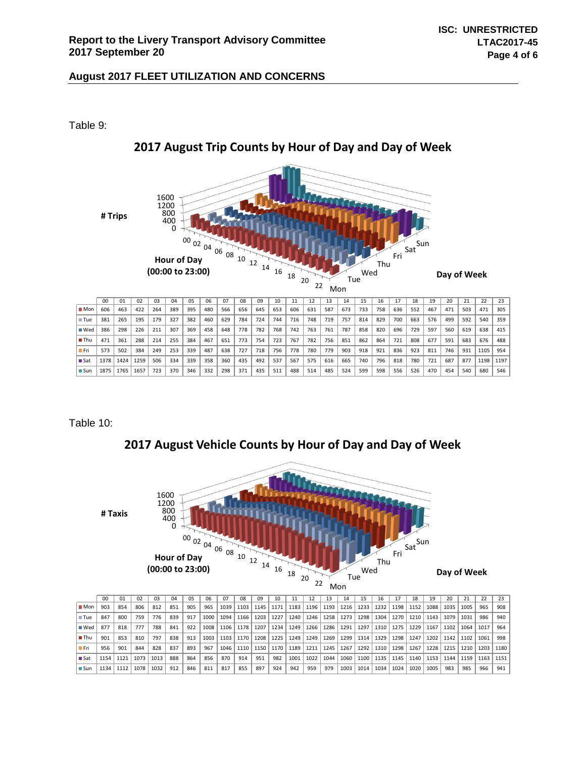## August 2017 FLEET UTILIZATION AND CONCERNS

Table 9:

### 2017 August Trip Counts by Hour of Day and Day of Week

| | 00 | 01 | 02 | 03 | 04 | 05 | 06 | 07 | 08 | 09 | 10 | 11 | 12 | 13 | 14 | 15 | 16 | 17 | 18 | 19 | 20 | 21 | 22 | 23 |
|---|---|---|---|---|---|---|---|---|---|---|---|---|---|---|---|---|---|---|---|---|---|---|---|---|
| Mon | 606 | 463 | 422 | 264 | 389 | 395 | 480 | 566 | 656 | 645 | 653 | 606 | 631 | 587 | 673 | 733 | 758 | 636 | 552 | 467 | 471 | 503 | 471 | 305 |
| Tue | 381 | 265 | 195 | 179 | 327 | 382 | 460 | 629 | 784 | 724 | 744 | 716 | 748 | 719 | 757 | 814 | 829 | 700 | 663 | 576 | 499 | 592 | 540 | 359 |
| Wed | 386 | 298 | 226 | 211 | 307 | 369 | 458 | 648 | 778 | 782 | 768 | 742 | 763 | 761 | 787 | 858 | 820 | 696 | 729 | 597 | 560 | 619 | 638 | 415 |
| Thu | 471 | 361 | 288 | 214 | 255 | 384 | 467 | 651 | 773 | 754 | 723 | 767 | 782 | 756 | 851 | 862 | 864 | 721 | 808 | 677 | 591 | 683 | 676 | 488 |
| Fri | 573 | 502 | 384 | 249 | 253 | 339 | 487 | 638 | 727 | 718 | 756 | 778 | 780 | 779 | 903 | 918 | 921 | 836 | 923 | 811 | 746 | 931 | 1105 | 954 |
| Sat | 1378 | 1424 | 1259 | 506 | 334 | 339 | 358 | 360 | 435 | 492 | 537 | 567 | 575 | 616 | 665 | 740 | 796 | 818 | 780 | 721 | 687 | 877 | 1198 | 1197 |
| Sun | 1875 | 1765 | 1657 | 723 | 370 | 346 | 332 | 298 | 371 | 435 | 511 | 488 | 514 | 485 | 524 | 599 | 598 | 556 | 526 | 470 | 454 | 540 | 680 | 546 |

Table 10:

### 2017 August Vehicle Counts by Hour of Day and Day of Week

| | 00 | 01 | 02 | 03 | 04 | 05 | 06 | 07 | 08 | 09 | 10 | 11 | 12 | 13 | 14 | 15 | 16 | 17 | 18 | 19 | 20 | 21 | 22 | 23 |
|---|---|---|---|---|---|---|---|---|---|---|---|---|---|---|---|---|---|---|---|---|---|---|---|---|
| Mon | 903 | 854 | 806 | 812 | 851 | 905 | 965 | 1039 | 1103 | 1145 | 1171 | 1183 | 1196 | 1193 | 1216 | 1233 | 1232 | 1198 | 1152 | 1088 | 1035 | 1005 | 965 | 908 |
| Tue | 847 | 800 | 759 | 776 | 839 | 917 | 1000 | 1094 | 1166 | 1203 | 1227 | 1240 | 1246 | 1258 | 1273 | 1298 | 1304 | 1270 | 1210 | 1143 | 1079 | 1031 | 986 | 940 |
| Wed | 877 | 818 | 777 | 788 | 841 | 922 | 1008 | 1106 | 1178 | 1207 | 1234 | 1249 | 1266 | 1286 | 1291 | 1297 | 1310 | 1275 | 1229 | 1167 | 1102 | 1064 | 1017 | 964 |
| Thu | 901 | 853 | 810 | 797 | 838 | 913 | 1003 | 1103 | 1170 | 1208 | 1225 | 1249 | 1249 | 1269 | 1299 | 1314 | 1329 | 1298 | 1247 | 1202 | 1142 | 1102 | 1061 | 998 |
| Fri | 956 | 901 | 844 | 828 | 837 | 893 | 967 | 1046 | 1110 | 1150 | 1170 | 1189 | 1211 | 1245 | 1267 | 1292 | 1310 | 1298 | 1267 | 1228 | 1215 | 1210 | 1203 | 1180 |
| Sat | 1154 | 1121 | 1073 | 1013 | 888 | 864 | 856 | 870 | 914 | 951 | 982 | 1001 | 1022 | 1044 | 1060 | 1100 | 1135 | 1145 | 1140 | 1153 | 1144 | 1159 | 1163 | 1151 |
| Sun | 1134 | 1112 | 1078 | 1032 | 912 | 846 | 811 | 817 | 855 | 897 | 924 | 942 | 959 | 979 | 1003 | 1014 | 1034 | 1024 | 1020 | 1005 | 983 | 985 | 966 | 941 |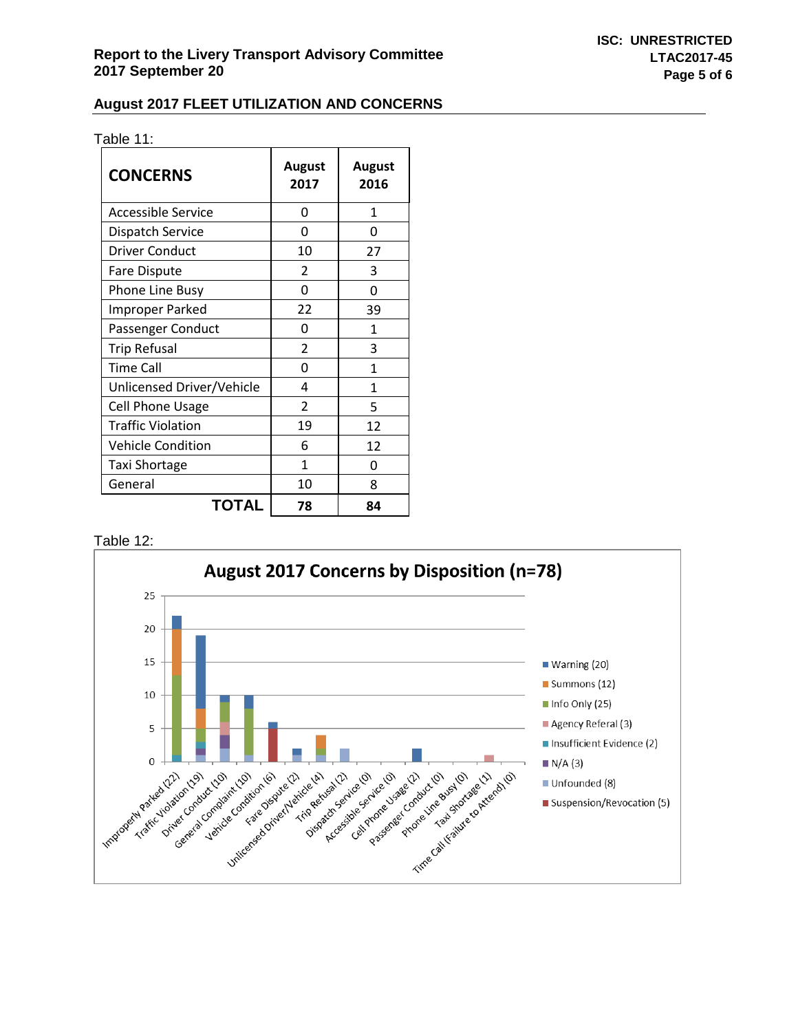## August 2017 FLEET UTILIZATION AND CONCERNS

Table 11:

| CONCERNS | August 2017 | August 2016 |
|---|---|---|
| Accessible Service | 0 | 1 |
| Dispatch Service | 0 | 0 |
| Driver Conduct | 10 | 27 |
| Fare Dispute | 2 | 3 |
| Phone Line Busy | 0 | 0 |
| Improper Parked | 22 | 39 |
| Passenger Conduct | 0 | 1 |
| Trip Refusal | 2 | 3 |
| Time Call | 0 | 1 |
| Unlicensed Driver/Vehicle | 4 | 1 |
| Cell Phone Usage | 2 | 5 |
| Traffic Violation | 19 | 12 |
| Vehicle Condition | 6 | 12 |
| Taxi Shortage | 1 | 0 |
| General | 10 | 8 |
| **TOTAL** | **78** | **84** |

Table 12:

**August 2017 Concerns by Disposition (n=78)**

Categories: Improperly Parked (22), Traffic Violation (19), Driver Conduct (10), General Complaint (10), Vehicle Condition (6), Fare Dispute (2), Unlicensed Driver/Vehicle (4), Trip Refusal (2), Dispatch Service (0), Accessible Service (0), Cell Phone Usage (2), Passenger Conduct (0), Phone Line Busy (0), Taxi Shortage (1), Time Call (Failure to Attend) (0)

Legend: Warning (20), Summons (12), Info Only (25), Agency Referal (3), Insufficient Evidence (2), N/A (3), Unfounded (8), Suspension/Revocation (5)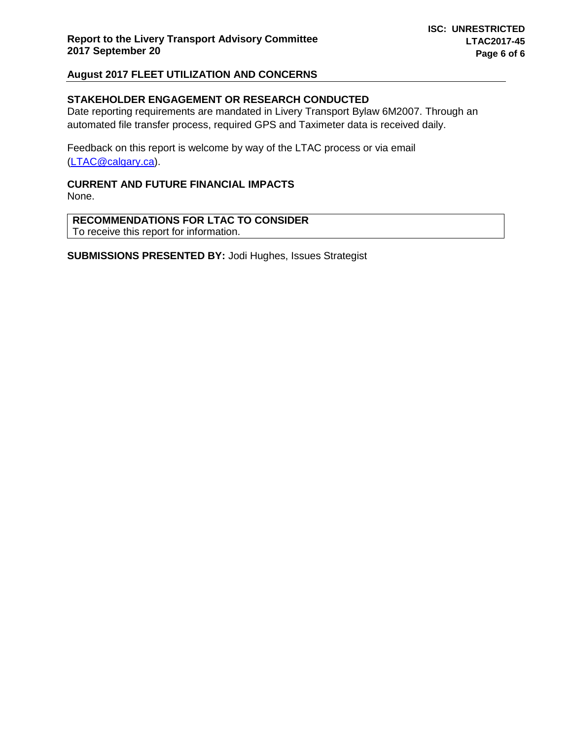## August 2017 FLEET UTILIZATION AND CONCERNS

### STAKEHOLDER ENGAGEMENT OR RESEARCH CONDUCTED

Date reporting requirements are mandated in Livery Transport Bylaw 6M2007. Through an automated file transfer process, required GPS and Taximeter data is received daily.

Feedback on this report is welcome by way of the LTAC process or via email (LTAC@calgary.ca).

### CURRENT AND FUTURE FINANCIAL IMPACTS

None.

### RECOMMENDATIONS FOR LTAC TO CONSIDER

To receive this report for information.

**SUBMISSIONS PRESENTED BY:** Jodi Hughes, Issues Strategist